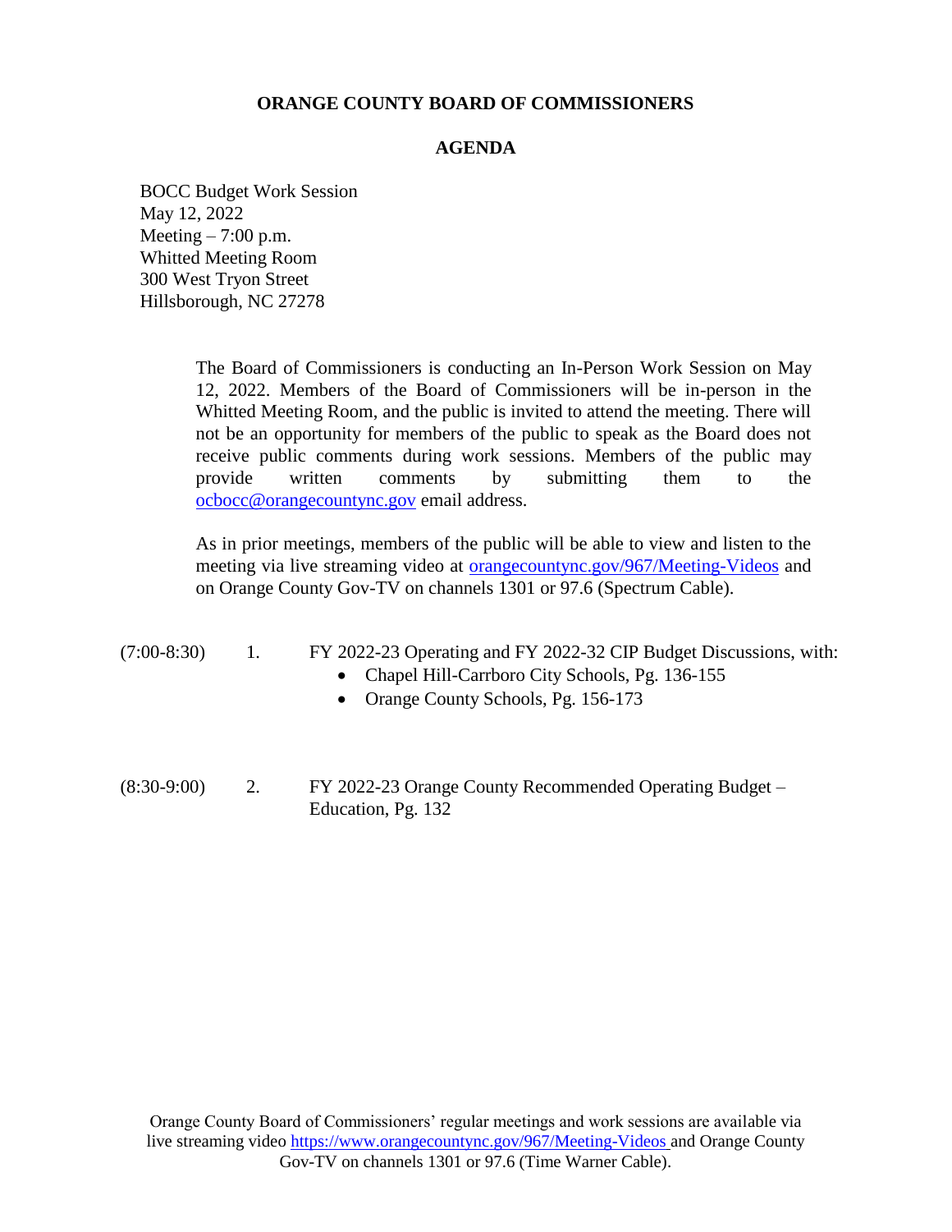# ORANGE COUNTY BOARD OF COMMISSIONERS

## AGENDA

BOCC Budget Work Session
May 12, 2022
Meeting – 7:00 p.m.
Whitted Meeting Room
300 West Tryon Street
Hillsborough, NC 27278

The Board of Commissioners is conducting an In-Person Work Session on May 12, 2022. Members of the Board of Commissioners will be in-person in the Whitted Meeting Room, and the public is invited to attend the meeting. There will not be an opportunity for members of the public to speak as the Board does not receive public comments during work sessions. Members of the public may provide written comments by submitting them to the ocbocc@orangecountync.gov email address.

As in prior meetings, members of the public will be able to view and listen to the meeting via live streaming video at orangecountync.gov/967/Meeting-Videos and on Orange County Gov-TV on channels 1301 or 97.6 (Spectrum Cable).

(7:00-8:30) 1. FY 2022-23 Operating and FY 2022-32 CIP Budget Discussions, with:

- Chapel Hill-Carrboro City Schools, Pg. 136-155
- Orange County Schools, Pg. 156-173

(8:30-9:00) 2. FY 2022-23 Orange County Recommended Operating Budget – Education, Pg. 132

Orange County Board of Commissioners' regular meetings and work sessions are available via live streaming video https://www.orangecountync.gov/967/Meeting-Videos and Orange County Gov-TV on channels 1301 or 97.6 (Time Warner Cable).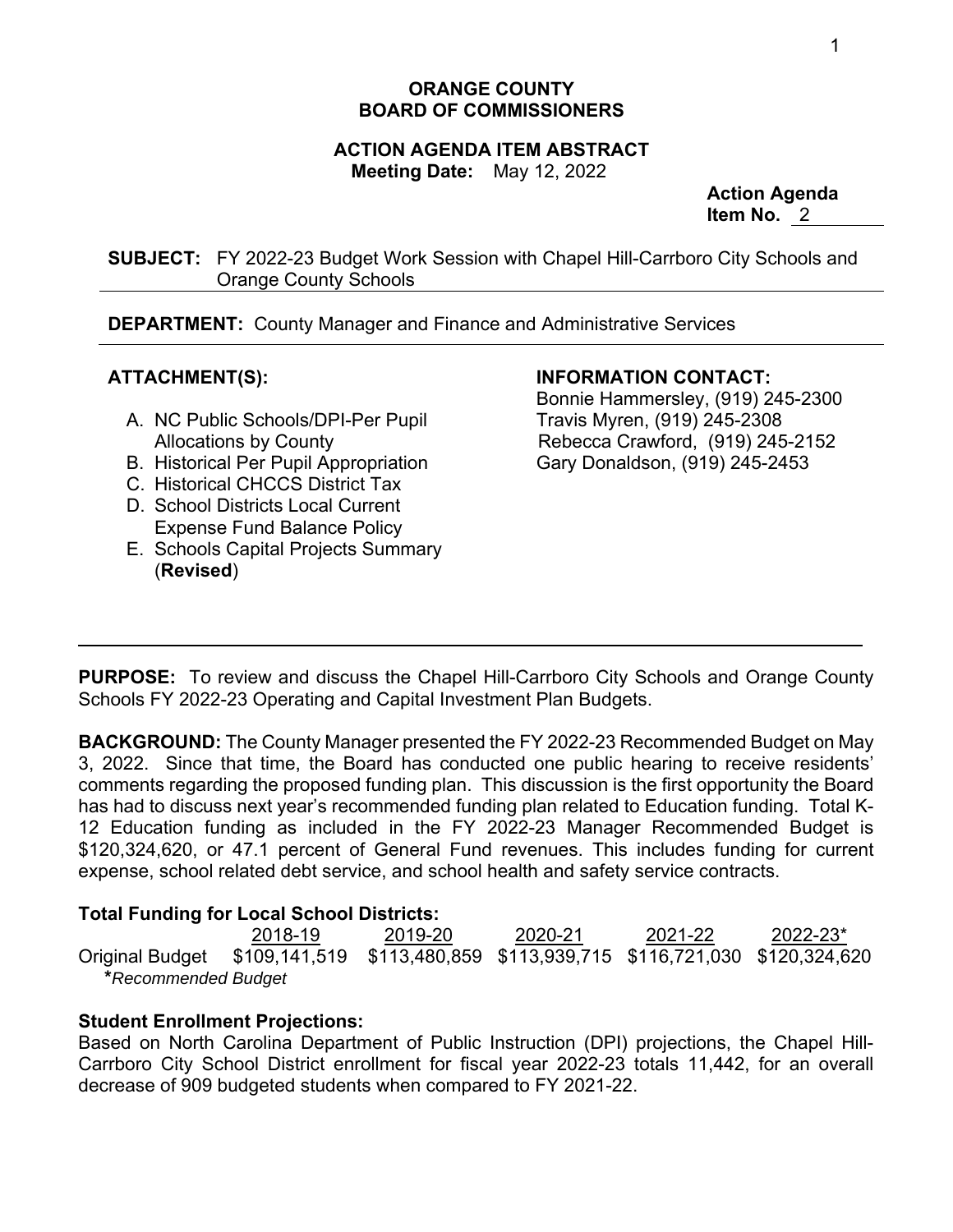**ORANGE COUNTY**
**BOARD OF COMMISSIONERS**

**ACTION AGENDA ITEM ABSTRACT**
**Meeting Date:** May 12, 2022

**Action Agenda**
**Item No.** 2

**SUBJECT:** FY 2022-23 Budget Work Session with Chapel Hill-Carrboro City Schools and Orange County Schools

**DEPARTMENT:** County Manager and Finance and Administrative Services

**ATTACHMENT(S):**

A. NC Public Schools/DPI-Per Pupil Allocations by County
B. Historical Per Pupil Appropriation
C. Historical CHCCS District Tax
D. School Districts Local Current Expense Fund Balance Policy
E. Schools Capital Projects Summary (**Revised**)

**INFORMATION CONTACT:**
Bonnie Hammersley, (919) 245-2300
Travis Myren, (919) 245-2308
Rebecca Crawford, (919) 245-2152
Gary Donaldson, (919) 245-2453

**PURPOSE:** To review and discuss the Chapel Hill-Carrboro City Schools and Orange County Schools FY 2022-23 Operating and Capital Investment Plan Budgets.

**BACKGROUND:** The County Manager presented the FY 2022-23 Recommended Budget on May 3, 2022. Since that time, the Board has conducted one public hearing to receive residents' comments regarding the proposed funding plan. This discussion is the first opportunity the Board has had to discuss next year's recommended funding plan related to Education funding. Total K-12 Education funding as included in the FY 2022-23 Manager Recommended Budget is $120,324,620, or 47.1 percent of General Fund revenues. This includes funding for current expense, school related debt service, and school health and safety service contracts.

**Total Funding for Local School Districts:**

| | 2018-19 | 2019-20 | 2020-21 | 2021-22 | 2022-23* |
|---|---|---|---|---|---|
| Original Budget | $109,141,519 | $113,480,859 | $113,939,715 | $116,721,030 | $120,324,620 |

***Recommended Budget**

**Student Enrollment Projections:**
Based on North Carolina Department of Public Instruction (DPI) projections, the Chapel Hill-Carrboro City School District enrollment for fiscal year 2022-23 totals 11,442, for an overall decrease of 909 budgeted students when compared to FY 2021-22.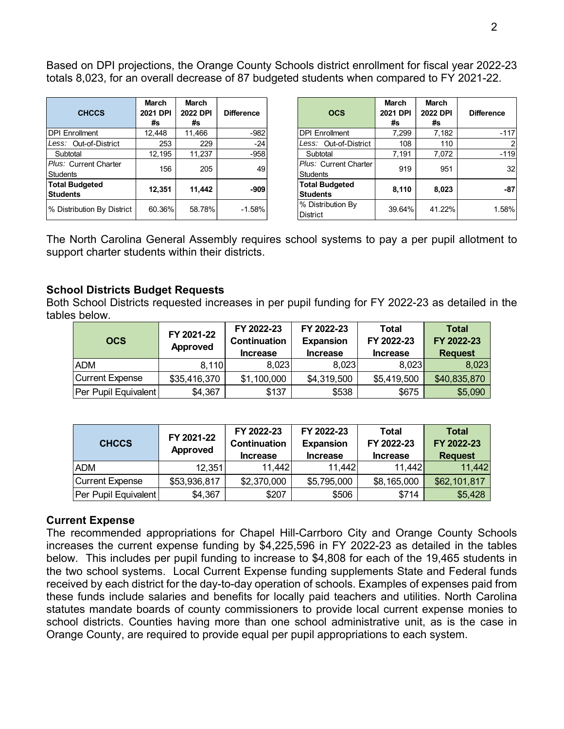Based on DPI projections, the Orange County Schools district enrollment for fiscal year 2022-23 totals 8,023, for an overall decrease of 87 budgeted students when compared to FY 2021-22.

| CHCCS | March 2021 DPI #s | March 2022 DPI #s | Difference |
|---|---|---|---|
| DPI Enrollment | 12,448 | 11,466 | -982 |
| *Less:* Out-of-District | 253 | 229 | -24 |
| Subtotal | 12,195 | 11,237 | -958 |
| *Plus:* Current Charter Students | 156 | 205 | 49 |
| **Total Budgeted Students** | **12,351** | **11,442** | **-909** |
| % Distribution By District | 60.36% | 58.78% | -1.58% |

| OCS | March 2021 DPI #s | March 2022 DPI #s | Difference |
|---|---|---|---|
| DPI Enrollment | 7,299 | 7,182 | -117 |
| *Less:* Out-of-District | 108 | 110 | 2 |
| Subtotal | 7,191 | 7,072 | -119 |
| *Plus:* Current Charter Students | 919 | 951 | 32 |
| **Total Budgeted Students** | **8,110** | **8,023** | **-87** |
| % Distribution By District | 39.64% | 41.22% | 1.58% |

The North Carolina General Assembly requires school systems to pay a per pupil allotment to support charter students within their districts.

## School Districts Budget Requests

Both School Districts requested increases in per pupil funding for FY 2022-23 as detailed in the tables below.

| OCS | FY 2021-22 Approved | FY 2022-23 Continuation Increase | FY 2022-23 Expansion Increase | Total FY 2022-23 Increase | Total FY 2022-23 Request |
|---|---|---|---|---|---|
| ADM | 8,110 | 8,023 | 8,023 | 8,023 | 8,023 |
| Current Expense | $35,416,370 | $1,100,000 | $4,319,500 | $5,419,500 | $40,835,870 |
| Per Pupil Equivalent | $4,367 | $137 | $538 | $675 | $5,090 |

| CHCCS | FY 2021-22 Approved | FY 2022-23 Continuation Increase | FY 2022-23 Expansion Increase | Total FY 2022-23 Increase | Total FY 2022-23 Request |
|---|---|---|---|---|---|
| ADM | 12,351 | 11,442 | 11,442 | 11,442 | 11,442 |
| Current Expense | $53,936,817 | $2,370,000 | $5,795,000 | $8,165,000 | $62,101,817 |
| Per Pupil Equivalent | $4,367 | $207 | $506 | $714 | $5,428 |

## Current Expense

The recommended appropriations for Chapel Hill-Carrboro City and Orange County Schools increases the current expense funding by $4,225,596 in FY 2022-23 as detailed in the tables below. This includes per pupil funding to increase to $4,808 for each of the 19,465 students in the two school systems. Local Current Expense funding supplements State and Federal funds received by each district for the day-to-day operation of schools. Examples of expenses paid from these funds include salaries and benefits for locally paid teachers and utilities. North Carolina statutes mandate boards of county commissioners to provide local current expense monies to school districts. Counties having more than one school administrative unit, as is the case in Orange County, are required to provide equal per pupil appropriations to each system.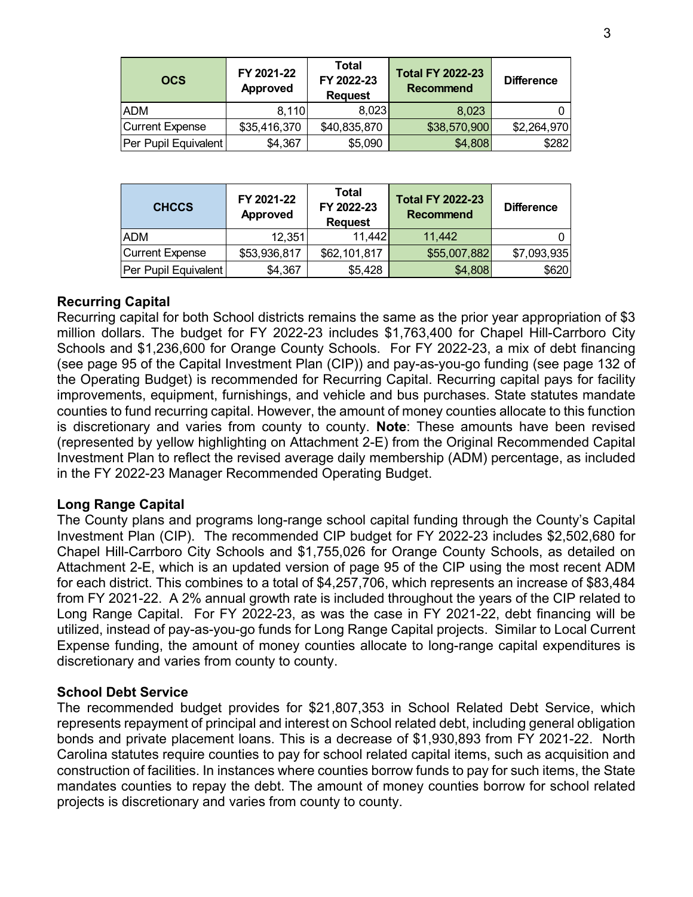| OCS | FY 2021-22 Approved | Total FY 2022-23 Request | Total FY 2022-23 Recommend | Difference |
|---|---|---|---|---|
| ADM | 8,110 | 8,023 | 8,023 | 0 |
| Current Expense | $35,416,370 | $40,835,870 | $38,570,900 | $2,264,970 |
| Per Pupil Equivalent | $4,367 | $5,090 | $4,808 | $282 |

| CHCCS | FY 2021-22 Approved | Total FY 2022-23 Request | Total FY 2022-23 Recommend | Difference |
|---|---|---|---|---|
| ADM | 12,351 | 11,442 | 11,442 | 0 |
| Current Expense | $53,936,817 | $62,101,817 | $55,007,882 | $7,093,935 |
| Per Pupil Equivalent | $4,367 | $5,428 | $4,808 | $620 |

## Recurring Capital

Recurring capital for both School districts remains the same as the prior year appropriation of $3 million dollars. The budget for FY 2022-23 includes $1,763,400 for Chapel Hill-Carrboro City Schools and $1,236,600 for Orange County Schools. For FY 2022-23, a mix of debt financing (see page 95 of the Capital Investment Plan (CIP)) and pay-as-you-go funding (see page 132 of the Operating Budget) is recommended for Recurring Capital. Recurring capital pays for facility improvements, equipment, furnishings, and vehicle and bus purchases. State statutes mandate counties to fund recurring capital. However, the amount of money counties allocate to this function is discretionary and varies from county to county. **Note**: These amounts have been revised (represented by yellow highlighting on Attachment 2-E) from the Original Recommended Capital Investment Plan to reflect the revised average daily membership (ADM) percentage, as included in the FY 2022-23 Manager Recommended Operating Budget.

## Long Range Capital

The County plans and programs long-range school capital funding through the County's Capital Investment Plan (CIP). The recommended CIP budget for FY 2022-23 includes $2,502,680 for Chapel Hill-Carrboro City Schools and $1,755,026 for Orange County Schools, as detailed on Attachment 2-E, which is an updated version of page 95 of the CIP using the most recent ADM for each district. This combines to a total of $4,257,706, which represents an increase of $83,484 from FY 2021-22. A 2% annual growth rate is included throughout the years of the CIP related to Long Range Capital. For FY 2022-23, as was the case in FY 2021-22, debt financing will be utilized, instead of pay-as-you-go funds for Long Range Capital projects. Similar to Local Current Expense funding, the amount of money counties allocate to long-range capital expenditures is discretionary and varies from county to county.

## School Debt Service

The recommended budget provides for $21,807,353 in School Related Debt Service, which represents repayment of principal and interest on School related debt, including general obligation bonds and private placement loans. This is a decrease of $1,930,893 from FY 2021-22. North Carolina statutes require counties to pay for school related capital items, such as acquisition and construction of facilities. In instances where counties borrow funds to pay for such items, the State mandates counties to repay the debt. The amount of money counties borrow for school related projects is discretionary and varies from county to county.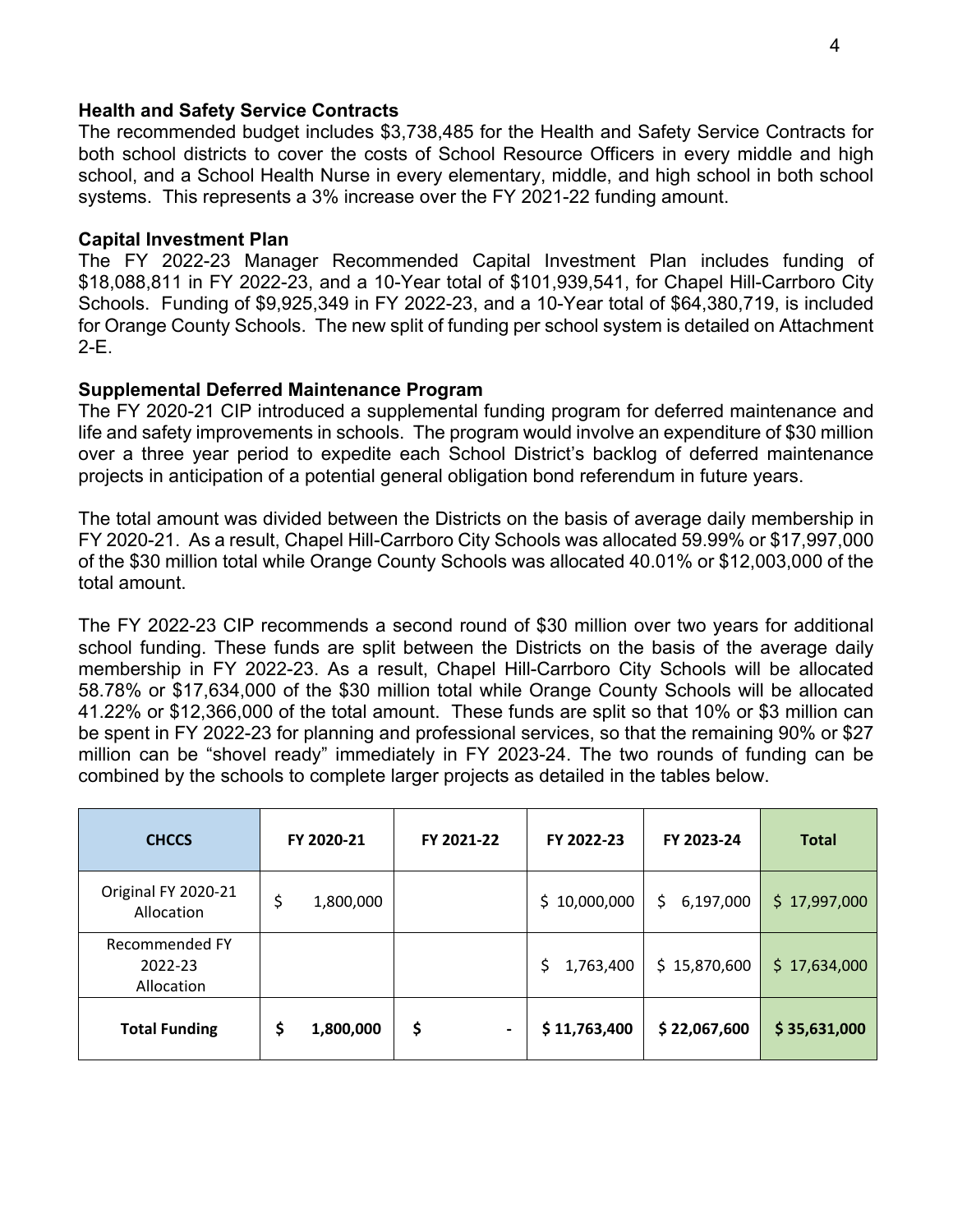### Health and Safety Service Contracts

The recommended budget includes $3,738,485 for the Health and Safety Service Contracts for both school districts to cover the costs of School Resource Officers in every middle and high school, and a School Health Nurse in every elementary, middle, and high school in both school systems. This represents a 3% increase over the FY 2021-22 funding amount.

### Capital Investment Plan

The FY 2022-23 Manager Recommended Capital Investment Plan includes funding of $18,088,811 in FY 2022-23, and a 10-Year total of $101,939,541, for Chapel Hill-Carrboro City Schools. Funding of $9,925,349 in FY 2022-23, and a 10-Year total of $64,380,719, is included for Orange County Schools. The new split of funding per school system is detailed on Attachment 2-E.

### Supplemental Deferred Maintenance Program

The FY 2020-21 CIP introduced a supplemental funding program for deferred maintenance and life and safety improvements in schools. The program would involve an expenditure of $30 million over a three year period to expedite each School District's backlog of deferred maintenance projects in anticipation of a potential general obligation bond referendum in future years.

The total amount was divided between the Districts on the basis of average daily membership in FY 2020-21. As a result, Chapel Hill-Carrboro City Schools was allocated 59.99% or $17,997,000 of the $30 million total while Orange County Schools was allocated 40.01% or $12,003,000 of the total amount.

The FY 2022-23 CIP recommends a second round of $30 million over two years for additional school funding. These funds are split between the Districts on the basis of the average daily membership in FY 2022-23. As a result, Chapel Hill-Carrboro City Schools will be allocated 58.78% or $17,634,000 of the $30 million total while Orange County Schools will be allocated 41.22% or $12,366,000 of the total amount. These funds are split so that 10% or $3 million can be spent in FY 2022-23 for planning and professional services, so that the remaining 90% or $27 million can be "shovel ready" immediately in FY 2023-24. The two rounds of funding can be combined by the schools to complete larger projects as detailed in the tables below.

| CHCCS | FY 2020-21 | FY 2021-22 | FY 2022-23 | FY 2023-24 | Total |
|---|---|---|---|---|---|
| Original FY 2020-21 Allocation | $ 1,800,000 | | $ 10,000,000 | $ 6,197,000 | $ 17,997,000 |
| Recommended FY 2022-23 Allocation | | | $ 1,763,400 | $ 15,870,600 | $ 17,634,000 |
| **Total Funding** | **$ 1,800,000** | **$ -** | **$ 11,763,400** | **$ 22,067,600** | **$ 35,631,000** |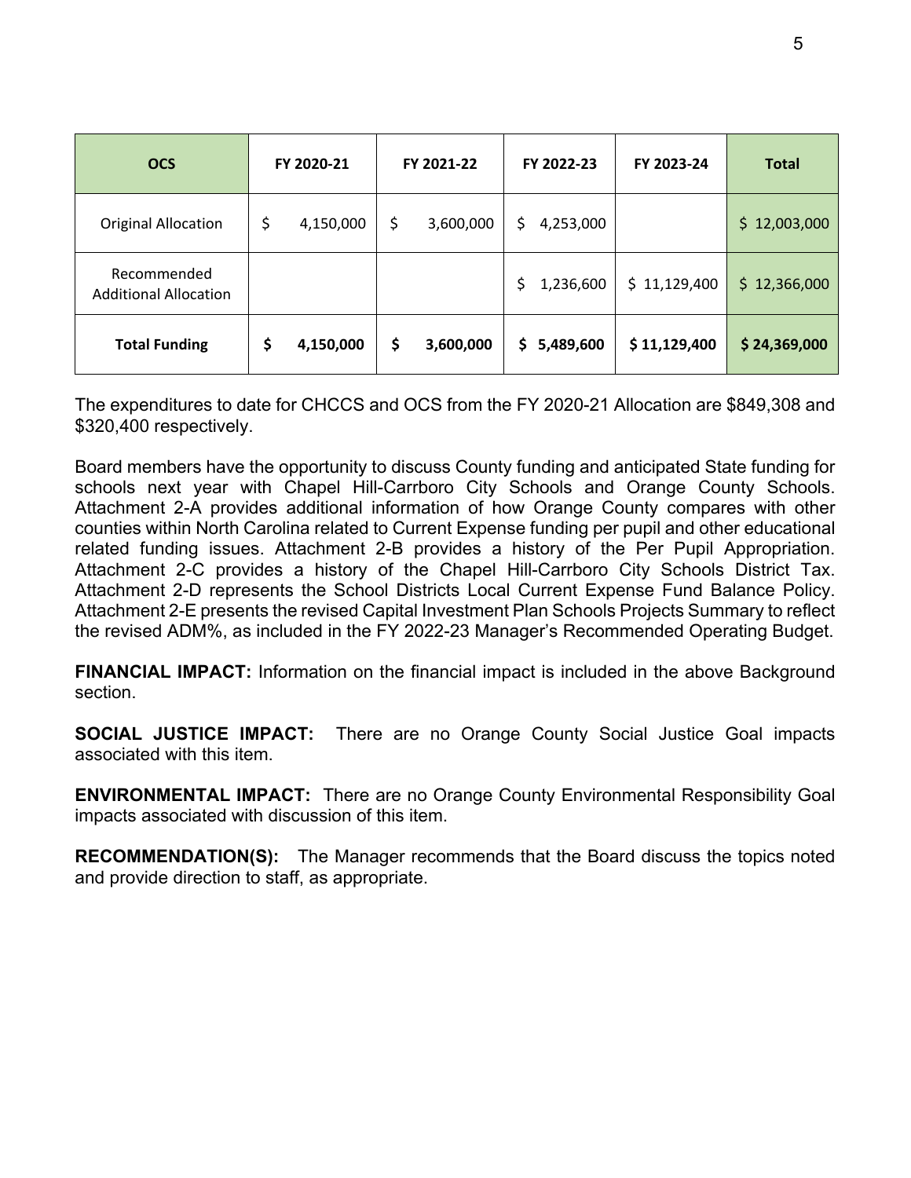| OCS | FY 2020-21 | FY 2021-22 | FY 2022-23 | FY 2023-24 | Total |
|---|---|---|---|---|---|
| Original Allocation | $ 4,150,000 | $ 3,600,000 | $ 4,253,000 | | $ 12,003,000 |
| Recommended Additional Allocation | | | $ 1,236,600 | $ 11,129,400 | $ 12,366,000 |
| **Total Funding** | **$ 4,150,000** | **$ 3,600,000** | **$ 5,489,600** | **$ 11,129,400** | **$ 24,369,000** |

The expenditures to date for CHCCS and OCS from the FY 2020-21 Allocation are $849,308 and $320,400 respectively.

Board members have the opportunity to discuss County funding and anticipated State funding for schools next year with Chapel Hill-Carrboro City Schools and Orange County Schools. Attachment 2-A provides additional information of how Orange County compares with other counties within North Carolina related to Current Expense funding per pupil and other educational related funding issues. Attachment 2-B provides a history of the Per Pupil Appropriation. Attachment 2-C provides a history of the Chapel Hill-Carrboro City Schools District Tax. Attachment 2-D represents the School Districts Local Current Expense Fund Balance Policy. Attachment 2-E presents the revised Capital Investment Plan Schools Projects Summary to reflect the revised ADM%, as included in the FY 2022-23 Manager's Recommended Operating Budget.

**FINANCIAL IMPACT:** Information on the financial impact is included in the above Background section.

**SOCIAL JUSTICE IMPACT:** There are no Orange County Social Justice Goal impacts associated with this item.

**ENVIRONMENTAL IMPACT:** There are no Orange County Environmental Responsibility Goal impacts associated with discussion of this item.

**RECOMMENDATION(S):** The Manager recommends that the Board discuss the topics noted and provide direction to staff, as appropriate.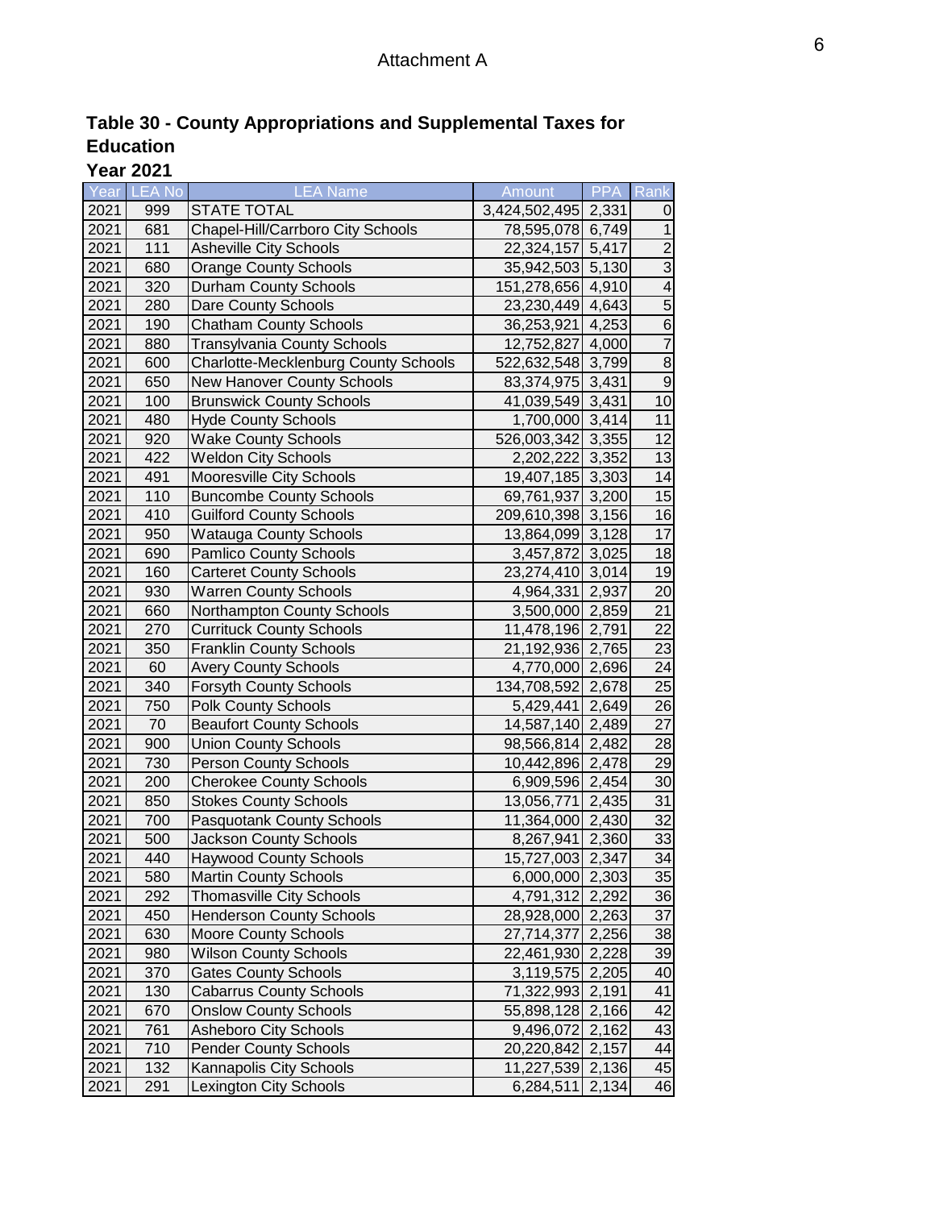Attachment A

## Table 30 - County Appropriations and Supplemental Taxes for Education

### Year 2021

| Year | LEA No | LEA Name | Amount | PPA | Rank |
|---|---|---|---|---|---|
| 2021 | 999 | STATE TOTAL | 3,424,502,495 | 2,331 | 0 |
| 2021 | 681 | Chapel-Hill/Carrboro City Schools | 78,595,078 | 6,749 | 1 |
| 2021 | 111 | Asheville City Schools | 22,324,157 | 5,417 | 2 |
| 2021 | 680 | Orange County Schools | 35,942,503 | 5,130 | 3 |
| 2021 | 320 | Durham County Schools | 151,278,656 | 4,910 | 4 |
| 2021 | 280 | Dare County Schools | 23,230,449 | 4,643 | 5 |
| 2021 | 190 | Chatham County Schools | 36,253,921 | 4,253 | 6 |
| 2021 | 880 | Transylvania County Schools | 12,752,827 | 4,000 | 7 |
| 2021 | 600 | Charlotte-Mecklenburg County Schools | 522,632,548 | 3,799 | 8 |
| 2021 | 650 | New Hanover County Schools | 83,374,975 | 3,431 | 9 |
| 2021 | 100 | Brunswick County Schools | 41,039,549 | 3,431 | 10 |
| 2021 | 480 | Hyde County Schools | 1,700,000 | 3,414 | 11 |
| 2021 | 920 | Wake County Schools | 526,003,342 | 3,355 | 12 |
| 2021 | 422 | Weldon City Schools | 2,202,222 | 3,352 | 13 |
| 2021 | 491 | Mooresville City Schools | 19,407,185 | 3,303 | 14 |
| 2021 | 110 | Buncombe County Schools | 69,761,937 | 3,200 | 15 |
| 2021 | 410 | Guilford County Schools | 209,610,398 | 3,156 | 16 |
| 2021 | 950 | Watauga County Schools | 13,864,099 | 3,128 | 17 |
| 2021 | 690 | Pamlico County Schools | 3,457,872 | 3,025 | 18 |
| 2021 | 160 | Carteret County Schools | 23,274,410 | 3,014 | 19 |
| 2021 | 930 | Warren County Schools | 4,964,331 | 2,937 | 20 |
| 2021 | 660 | Northampton County Schools | 3,500,000 | 2,859 | 21 |
| 2021 | 270 | Currituck County Schools | 11,478,196 | 2,791 | 22 |
| 2021 | 350 | Franklin County Schools | 21,192,936 | 2,765 | 23 |
| 2021 | 60 | Avery County Schools | 4,770,000 | 2,696 | 24 |
| 2021 | 340 | Forsyth County Schools | 134,708,592 | 2,678 | 25 |
| 2021 | 750 | Polk County Schools | 5,429,441 | 2,649 | 26 |
| 2021 | 70 | Beaufort County Schools | 14,587,140 | 2,489 | 27 |
| 2021 | 900 | Union County Schools | 98,566,814 | 2,482 | 28 |
| 2021 | 730 | Person County Schools | 10,442,896 | 2,478 | 29 |
| 2021 | 200 | Cherokee County Schools | 6,909,596 | 2,454 | 30 |
| 2021 | 850 | Stokes County Schools | 13,056,771 | 2,435 | 31 |
| 2021 | 700 | Pasquotank County Schools | 11,364,000 | 2,430 | 32 |
| 2021 | 500 | Jackson County Schools | 8,267,941 | 2,360 | 33 |
| 2021 | 440 | Haywood County Schools | 15,727,003 | 2,347 | 34 |
| 2021 | 580 | Martin County Schools | 6,000,000 | 2,303 | 35 |
| 2021 | 292 | Thomasville City Schools | 4,791,312 | 2,292 | 36 |
| 2021 | 450 | Henderson County Schools | 28,928,000 | 2,263 | 37 |
| 2021 | 630 | Moore County Schools | 27,714,377 | 2,256 | 38 |
| 2021 | 980 | Wilson County Schools | 22,461,930 | 2,228 | 39 |
| 2021 | 370 | Gates County Schools | 3,119,575 | 2,205 | 40 |
| 2021 | 130 | Cabarrus County Schools | 71,322,993 | 2,191 | 41 |
| 2021 | 670 | Onslow County Schools | 55,898,128 | 2,166 | 42 |
| 2021 | 761 | Asheboro City Schools | 9,496,072 | 2,162 | 43 |
| 2021 | 710 | Pender County Schools | 20,220,842 | 2,157 | 44 |
| 2021 | 132 | Kannapolis City Schools | 11,227,539 | 2,136 | 45 |
| 2021 | 291 | Lexington City Schools | 6,284,511 | 2,134 | 46 |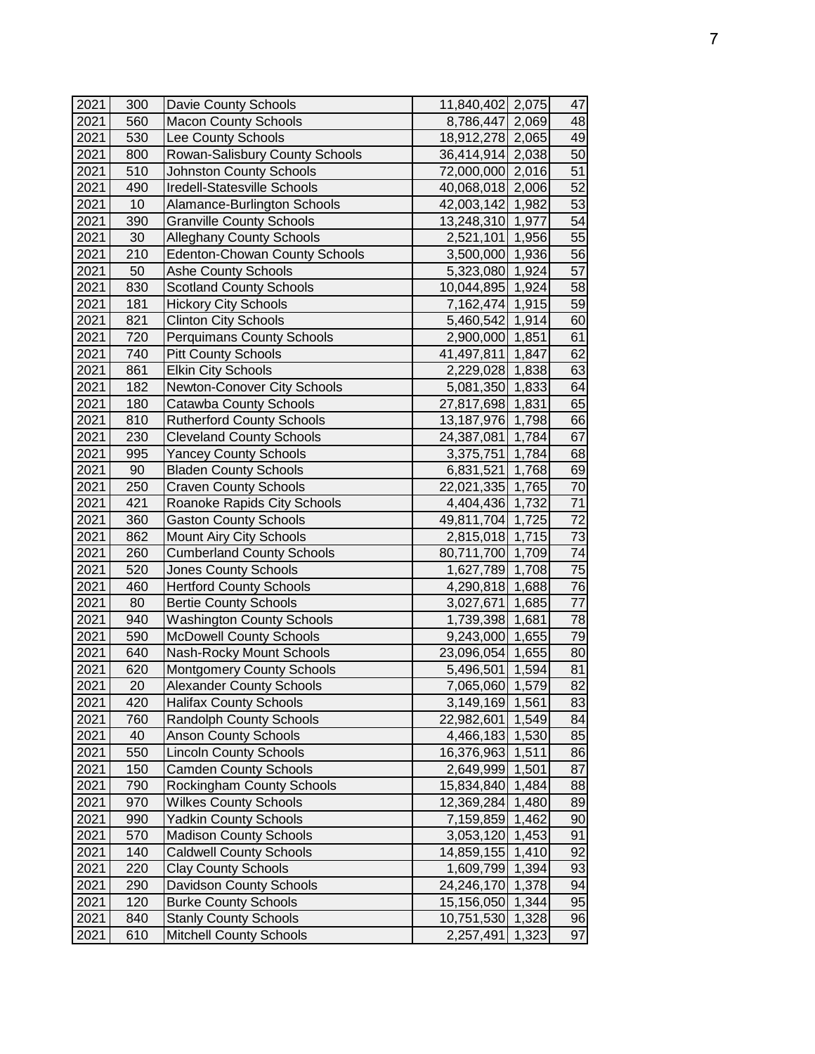| | | | | | |
|---|---|---|---|---|---|
| 2021 | 300 | Davie County Schools | 11,840,402 | 2,075 | 47 |
| 2021 | 560 | Macon County Schools | 8,786,447 | 2,069 | 48 |
| 2021 | 530 | Lee County Schools | 18,912,278 | 2,065 | 49 |
| 2021 | 800 | Rowan-Salisbury County Schools | 36,414,914 | 2,038 | 50 |
| 2021 | 510 | Johnston County Schools | 72,000,000 | 2,016 | 51 |
| 2021 | 490 | Iredell-Statesville Schools | 40,068,018 | 2,006 | 52 |
| 2021 | 10 | Alamance-Burlington Schools | 42,003,142 | 1,982 | 53 |
| 2021 | 390 | Granville County Schools | 13,248,310 | 1,977 | 54 |
| 2021 | 30 | Alleghany County Schools | 2,521,101 | 1,956 | 55 |
| 2021 | 210 | Edenton-Chowan County Schools | 3,500,000 | 1,936 | 56 |
| 2021 | 50 | Ashe County Schools | 5,323,080 | 1,924 | 57 |
| 2021 | 830 | Scotland County Schools | 10,044,895 | 1,924 | 58 |
| 2021 | 181 | Hickory City Schools | 7,162,474 | 1,915 | 59 |
| 2021 | 821 | Clinton City Schools | 5,460,542 | 1,914 | 60 |
| 2021 | 720 | Perquimans County Schools | 2,900,000 | 1,851 | 61 |
| 2021 | 740 | Pitt County Schools | 41,497,811 | 1,847 | 62 |
| 2021 | 861 | Elkin City Schools | 2,229,028 | 1,838 | 63 |
| 2021 | 182 | Newton-Conover City Schools | 5,081,350 | 1,833 | 64 |
| 2021 | 180 | Catawba County Schools | 27,817,698 | 1,831 | 65 |
| 2021 | 810 | Rutherford County Schools | 13,187,976 | 1,798 | 66 |
| 2021 | 230 | Cleveland County Schools | 24,387,081 | 1,784 | 67 |
| 2021 | 995 | Yancey County Schools | 3,375,751 | 1,784 | 68 |
| 2021 | 90 | Bladen County Schools | 6,831,521 | 1,768 | 69 |
| 2021 | 250 | Craven County Schools | 22,021,335 | 1,765 | 70 |
| 2021 | 421 | Roanoke Rapids City Schools | 4,404,436 | 1,732 | 71 |
| 2021 | 360 | Gaston County Schools | 49,811,704 | 1,725 | 72 |
| 2021 | 862 | Mount Airy City Schools | 2,815,018 | 1,715 | 73 |
| 2021 | 260 | Cumberland County Schools | 80,711,700 | 1,709 | 74 |
| 2021 | 520 | Jones County Schools | 1,627,789 | 1,708 | 75 |
| 2021 | 460 | Hertford County Schools | 4,290,818 | 1,688 | 76 |
| 2021 | 80 | Bertie County Schools | 3,027,671 | 1,685 | 77 |
| 2021 | 940 | Washington County Schools | 1,739,398 | 1,681 | 78 |
| 2021 | 590 | McDowell County Schools | 9,243,000 | 1,655 | 79 |
| 2021 | 640 | Nash-Rocky Mount Schools | 23,096,054 | 1,655 | 80 |
| 2021 | 620 | Montgomery County Schools | 5,496,501 | 1,594 | 81 |
| 2021 | 20 | Alexander County Schools | 7,065,060 | 1,579 | 82 |
| 2021 | 420 | Halifax County Schools | 3,149,169 | 1,561 | 83 |
| 2021 | 760 | Randolph County Schools | 22,982,601 | 1,549 | 84 |
| 2021 | 40 | Anson County Schools | 4,466,183 | 1,530 | 85 |
| 2021 | 550 | Lincoln County Schools | 16,376,963 | 1,511 | 86 |
| 2021 | 150 | Camden County Schools | 2,649,999 | 1,501 | 87 |
| 2021 | 790 | Rockingham County Schools | 15,834,840 | 1,484 | 88 |
| 2021 | 970 | Wilkes County Schools | 12,369,284 | 1,480 | 89 |
| 2021 | 990 | Yadkin County Schools | 7,159,859 | 1,462 | 90 |
| 2021 | 570 | Madison County Schools | 3,053,120 | 1,453 | 91 |
| 2021 | 140 | Caldwell County Schools | 14,859,155 | 1,410 | 92 |
| 2021 | 220 | Clay County Schools | 1,609,799 | 1,394 | 93 |
| 2021 | 290 | Davidson County Schools | 24,246,170 | 1,378 | 94 |
| 2021 | 120 | Burke County Schools | 15,156,050 | 1,344 | 95 |
| 2021 | 840 | Stanly County Schools | 10,751,530 | 1,328 | 96 |
| 2021 | 610 | Mitchell County Schools | 2,257,491 | 1,323 | 97 |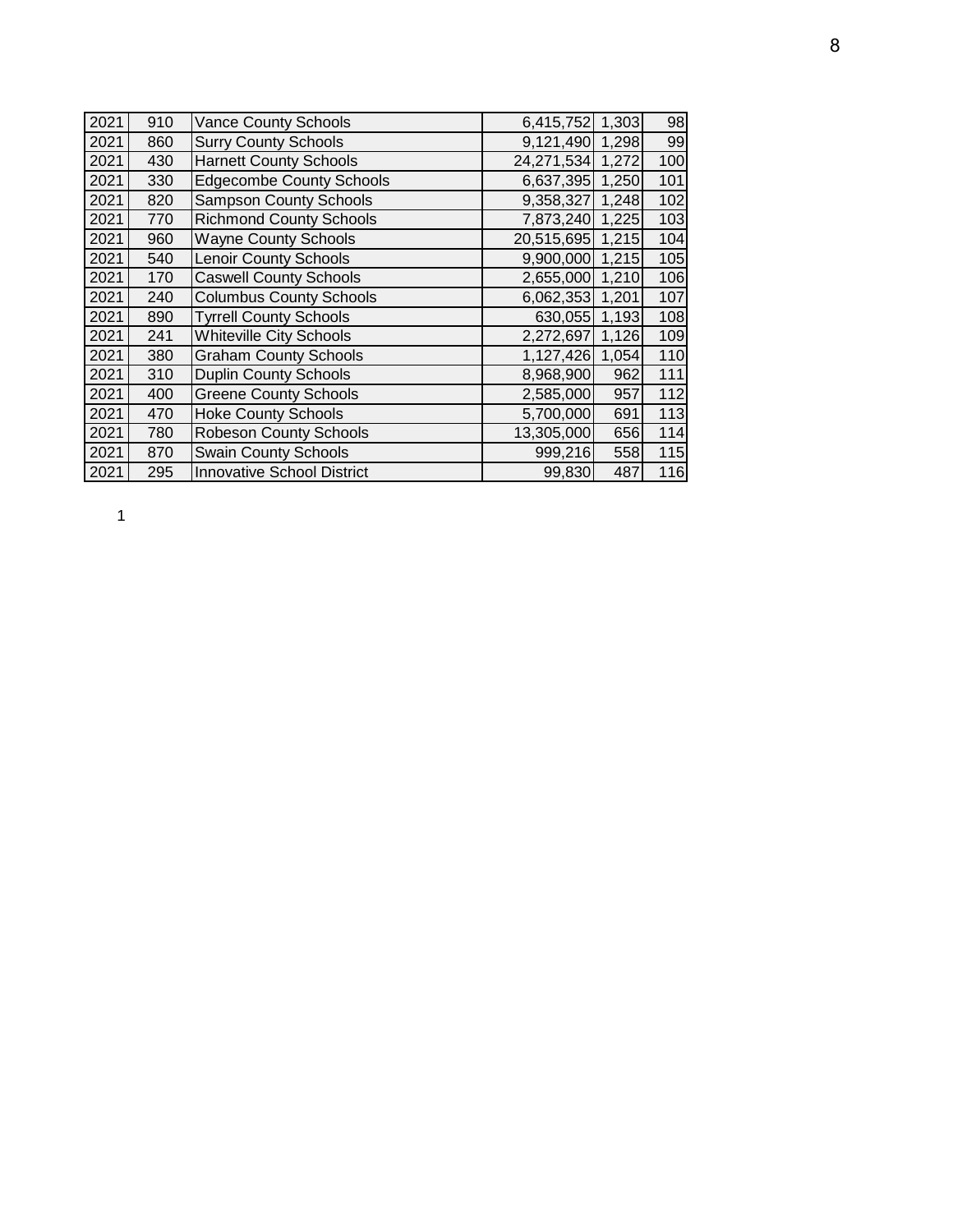| | | | | | |
|---|---|---|---|---|---|
| 2021 | 910 | Vance County Schools | 6,415,752 | 1,303 | 98 |
| 2021 | 860 | Surry County Schools | 9,121,490 | 1,298 | 99 |
| 2021 | 430 | Harnett County Schools | 24,271,534 | 1,272 | 100 |
| 2021 | 330 | Edgecombe County Schools | 6,637,395 | 1,250 | 101 |
| 2021 | 820 | Sampson County Schools | 9,358,327 | 1,248 | 102 |
| 2021 | 770 | Richmond County Schools | 7,873,240 | 1,225 | 103 |
| 2021 | 960 | Wayne County Schools | 20,515,695 | 1,215 | 104 |
| 2021 | 540 | Lenoir County Schools | 9,900,000 | 1,215 | 105 |
| 2021 | 170 | Caswell County Schools | 2,655,000 | 1,210 | 106 |
| 2021 | 240 | Columbus County Schools | 6,062,353 | 1,201 | 107 |
| 2021 | 890 | Tyrrell County Schools | 630,055 | 1,193 | 108 |
| 2021 | 241 | Whiteville City Schools | 2,272,697 | 1,126 | 109 |
| 2021 | 380 | Graham County Schools | 1,127,426 | 1,054 | 110 |
| 2021 | 310 | Duplin County Schools | 8,968,900 | 962 | 111 |
| 2021 | 400 | Greene County Schools | 2,585,000 | 957 | 112 |
| 2021 | 470 | Hoke County Schools | 5,700,000 | 691 | 113 |
| 2021 | 780 | Robeson County Schools | 13,305,000 | 656 | 114 |
| 2021 | 870 | Swain County Schools | 999,216 | 558 | 115 |
| 2021 | 295 | Innovative School District | 99,830 | 487 | 116 |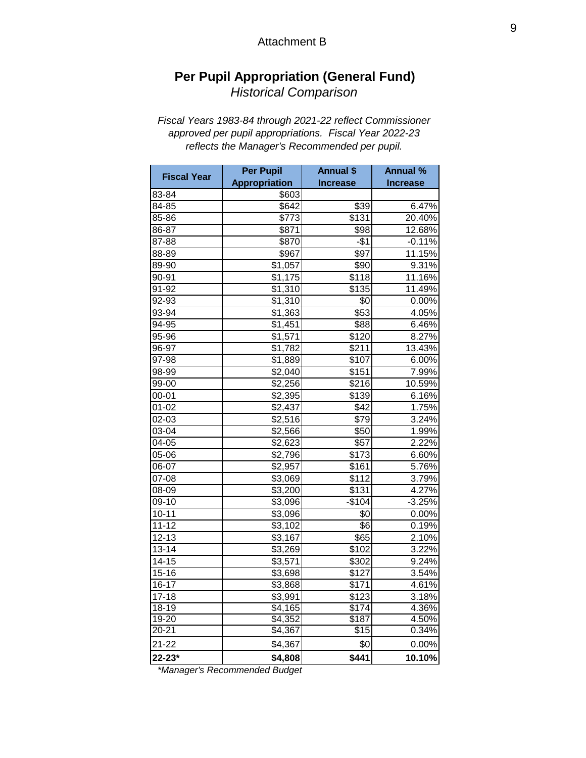Attachment B

# Per Pupil Appropriation (General Fund)

*Historical Comparison*

*Fiscal Years 1983-84 through 2021-22 reflect Commissioner approved per pupil appropriations. Fiscal Year 2022-23 reflects the Manager's Recommended per pupil.*

| Fiscal Year | Per Pupil Appropriation | Annual $ Increase | Annual % Increase |
|---|---|---|---|
| 83-84 | $603 | | |
| 84-85 | $642 | $39 | 6.47% |
| 85-86 | $773 | $131 | 20.40% |
| 86-87 | $871 | $98 | 12.68% |
| 87-88 | $870 | -$1 | -0.11% |
| 88-89 | $967 | $97 | 11.15% |
| 89-90 | $1,057 | $90 | 9.31% |
| 90-91 | $1,175 | $118 | 11.16% |
| 91-92 | $1,310 | $135 | 11.49% |
| 92-93 | $1,310 | $0 | 0.00% |
| 93-94 | $1,363 | $53 | 4.05% |
| 94-95 | $1,451 | $88 | 6.46% |
| 95-96 | $1,571 | $120 | 8.27% |
| 96-97 | $1,782 | $211 | 13.43% |
| 97-98 | $1,889 | $107 | 6.00% |
| 98-99 | $2,040 | $151 | 7.99% |
| 99-00 | $2,256 | $216 | 10.59% |
| 00-01 | $2,395 | $139 | 6.16% |
| 01-02 | $2,437 | $42 | 1.75% |
| 02-03 | $2,516 | $79 | 3.24% |
| 03-04 | $2,566 | $50 | 1.99% |
| 04-05 | $2,623 | $57 | 2.22% |
| 05-06 | $2,796 | $173 | 6.60% |
| 06-07 | $2,957 | $161 | 5.76% |
| 07-08 | $3,069 | $112 | 3.79% |
| 08-09 | $3,200 | $131 | 4.27% |
| 09-10 | $3,096 | -$104 | -3.25% |
| 10-11 | $3,096 | $0 | 0.00% |
| 11-12 | $3,102 | $6 | 0.19% |
| 12-13 | $3,167 | $65 | 2.10% |
| 13-14 | $3,269 | $102 | 3.22% |
| 14-15 | $3,571 | $302 | 9.24% |
| 15-16 | $3,698 | $127 | 3.54% |
| 16-17 | $3,868 | $171 | 4.61% |
| 17-18 | $3,991 | $123 | 3.18% |
| 18-19 | $4,165 | $174 | 4.36% |
| 19-20 | $4,352 | $187 | 4.50% |
| 20-21 | $4,367 | $15 | 0.34% |
| 21-22 | $4,367 | $0 | 0.00% |
| **22-23*** | **$4,808** | **$441** | **10.10%** |

*\*Manager's Recommended Budget*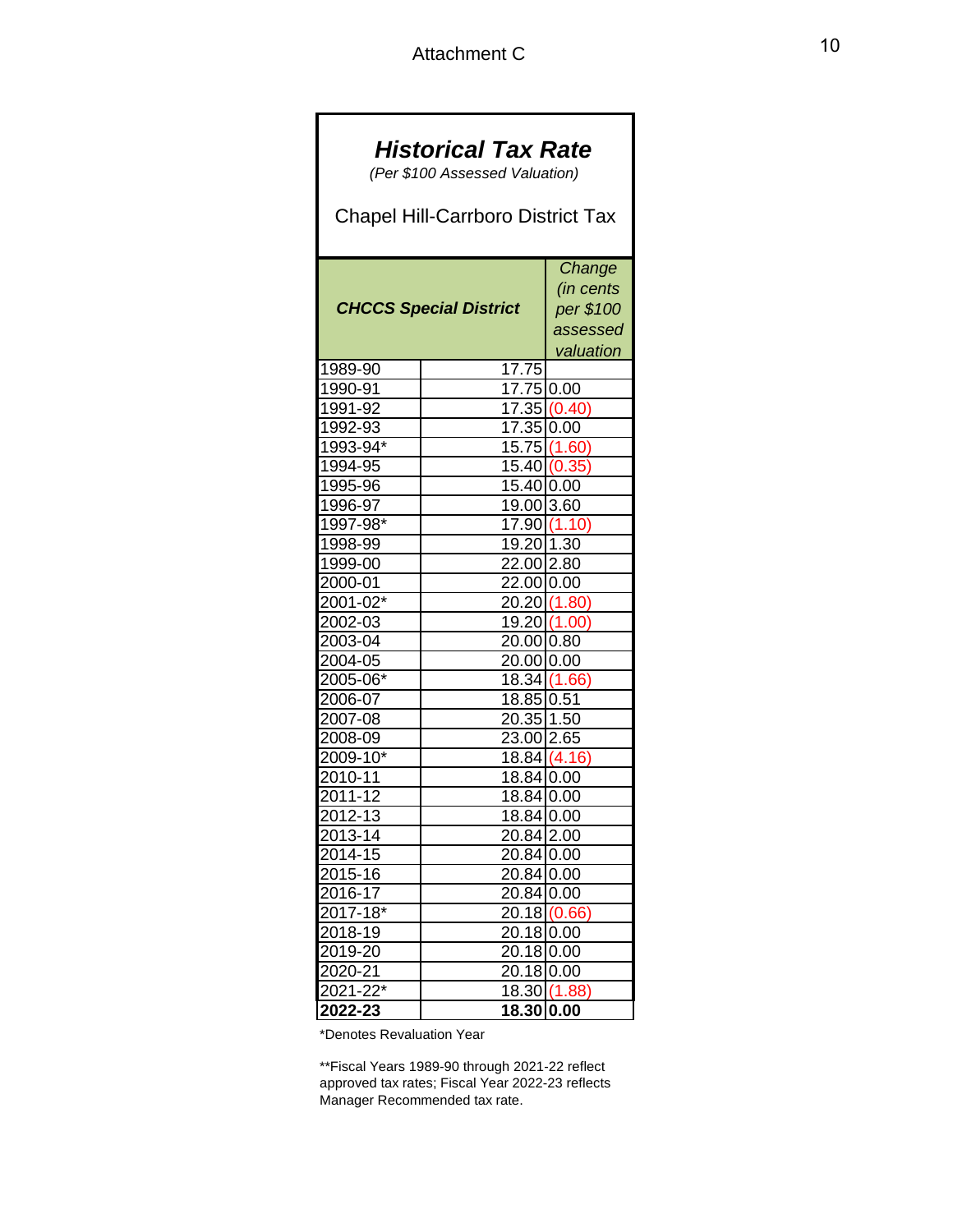Attachment C

# *Historical Tax Rate*

*(Per $100 Assessed Valuation)*

Chapel Hill-Carrboro District Tax

| ***CHCCS Special District*** | | *Change (in cents per $100 assessed valuation* |
|---|---|---|
| 1989-90 | 17.75 | |
| 1990-91 | 17.75 | 0.00 |
| 1991-92 | 17.35 | (0.40) |
| 1992-93 | 17.35 | 0.00 |
| 1993-94* | 15.75 | (1.60) |
| 1994-95 | 15.40 | (0.35) |
| 1995-96 | 15.40 | 0.00 |
| 1996-97 | 19.00 | 3.60 |
| 1997-98* | 17.90 | (1.10) |
| 1998-99 | 19.20 | 1.30 |
| 1999-00 | 22.00 | 2.80 |
| 2000-01 | 22.00 | 0.00 |
| 2001-02* | 20.20 | (1.80) |
| 2002-03 | 19.20 | (1.00) |
| 2003-04 | 20.00 | 0.80 |
| 2004-05 | 20.00 | 0.00 |
| 2005-06* | 18.34 | (1.66) |
| 2006-07 | 18.85 | 0.51 |
| 2007-08 | 20.35 | 1.50 |
| 2008-09 | 23.00 | 2.65 |
| 2009-10* | 18.84 | (4.16) |
| 2010-11 | 18.84 | 0.00 |
| 2011-12 | 18.84 | 0.00 |
| 2012-13 | 18.84 | 0.00 |
| 2013-14 | 20.84 | 2.00 |
| 2014-15 | 20.84 | 0.00 |
| 2015-16 | 20.84 | 0.00 |
| 2016-17 | 20.84 | 0.00 |
| 2017-18* | 20.18 | (0.66) |
| 2018-19 | 20.18 | 0.00 |
| 2019-20 | 20.18 | 0.00 |
| 2020-21 | 20.18 | 0.00 |
| 2021-22* | 18.30 | (1.88) |
| **2022-23** | **18.30** | **0.00** |

*Denotes Revaluation Year

**Fiscal Years 1989-90 through 2021-22 reflect approved tax rates; Fiscal Year 2022-23 reflects Manager Recommended tax rate.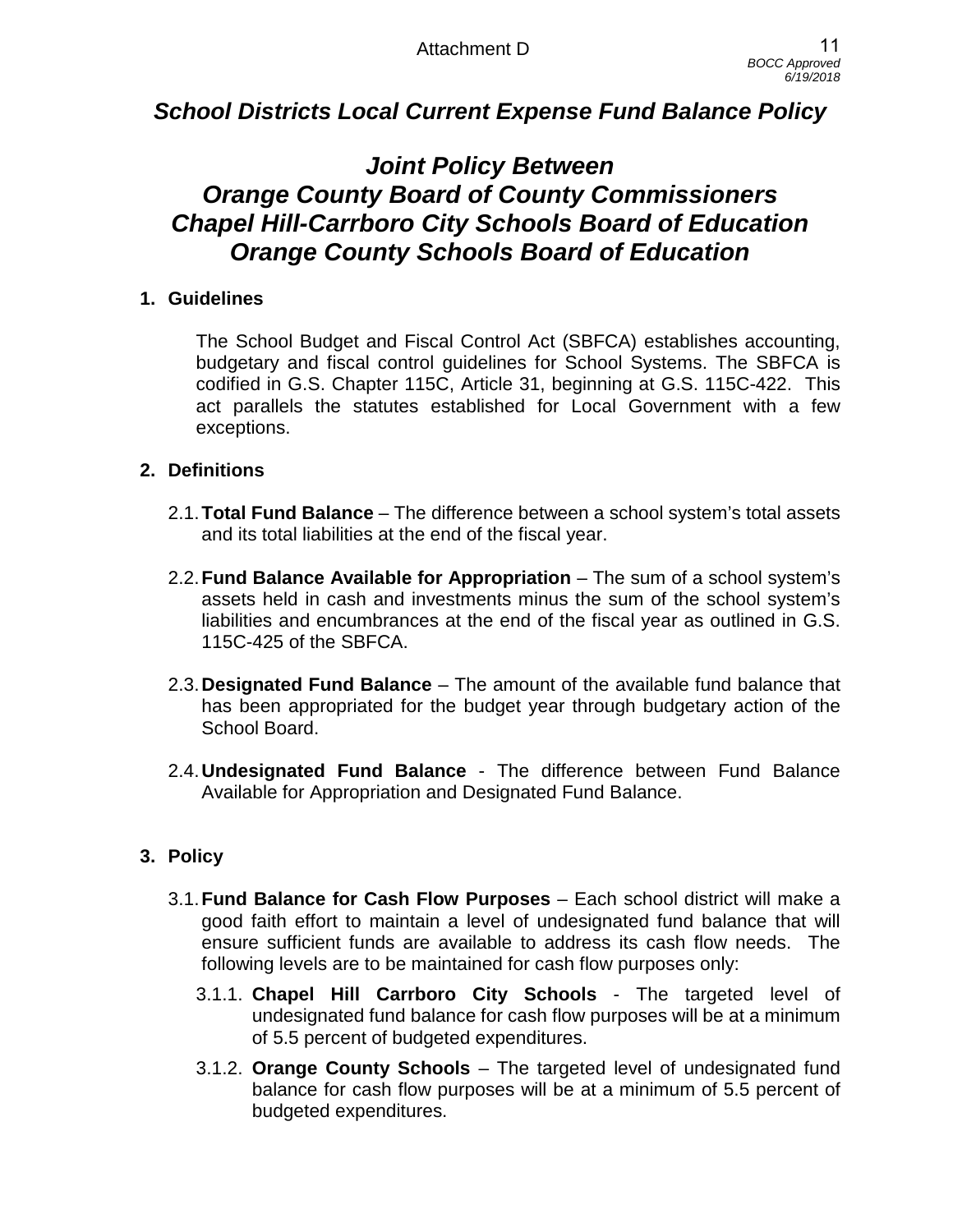# *School Districts Local Current Expense Fund Balance Policy*

## *Joint Policy Between Orange County Board of County Commissioners Chapel Hill-Carrboro City Schools Board of Education Orange County Schools Board of Education*

### 1. Guidelines

The School Budget and Fiscal Control Act (SBFCA) establishes accounting, budgetary and fiscal control guidelines for School Systems. The SBFCA is codified in G.S. Chapter 115C, Article 31, beginning at G.S. 115C-422. This act parallels the statutes established for Local Government with a few exceptions.

### 2. Definitions

2.1. **Total Fund Balance** – The difference between a school system's total assets and its total liabilities at the end of the fiscal year.

2.2. **Fund Balance Available for Appropriation** – The sum of a school system's assets held in cash and investments minus the sum of the school system's liabilities and encumbrances at the end of the fiscal year as outlined in G.S. 115C-425 of the SBFCA.

2.3. **Designated Fund Balance** – The amount of the available fund balance that has been appropriated for the budget year through budgetary action of the School Board.

2.4. **Undesignated Fund Balance** - The difference between Fund Balance Available for Appropriation and Designated Fund Balance.

### 3. Policy

3.1. **Fund Balance for Cash Flow Purposes** – Each school district will make a good faith effort to maintain a level of undesignated fund balance that will ensure sufficient funds are available to address its cash flow needs. The following levels are to be maintained for cash flow purposes only:

3.1.1. **Chapel Hill Carrboro City Schools** - The targeted level of undesignated fund balance for cash flow purposes will be at a minimum of 5.5 percent of budgeted expenditures.

3.1.2. **Orange County Schools** – The targeted level of undesignated fund balance for cash flow purposes will be at a minimum of 5.5 percent of budgeted expenditures.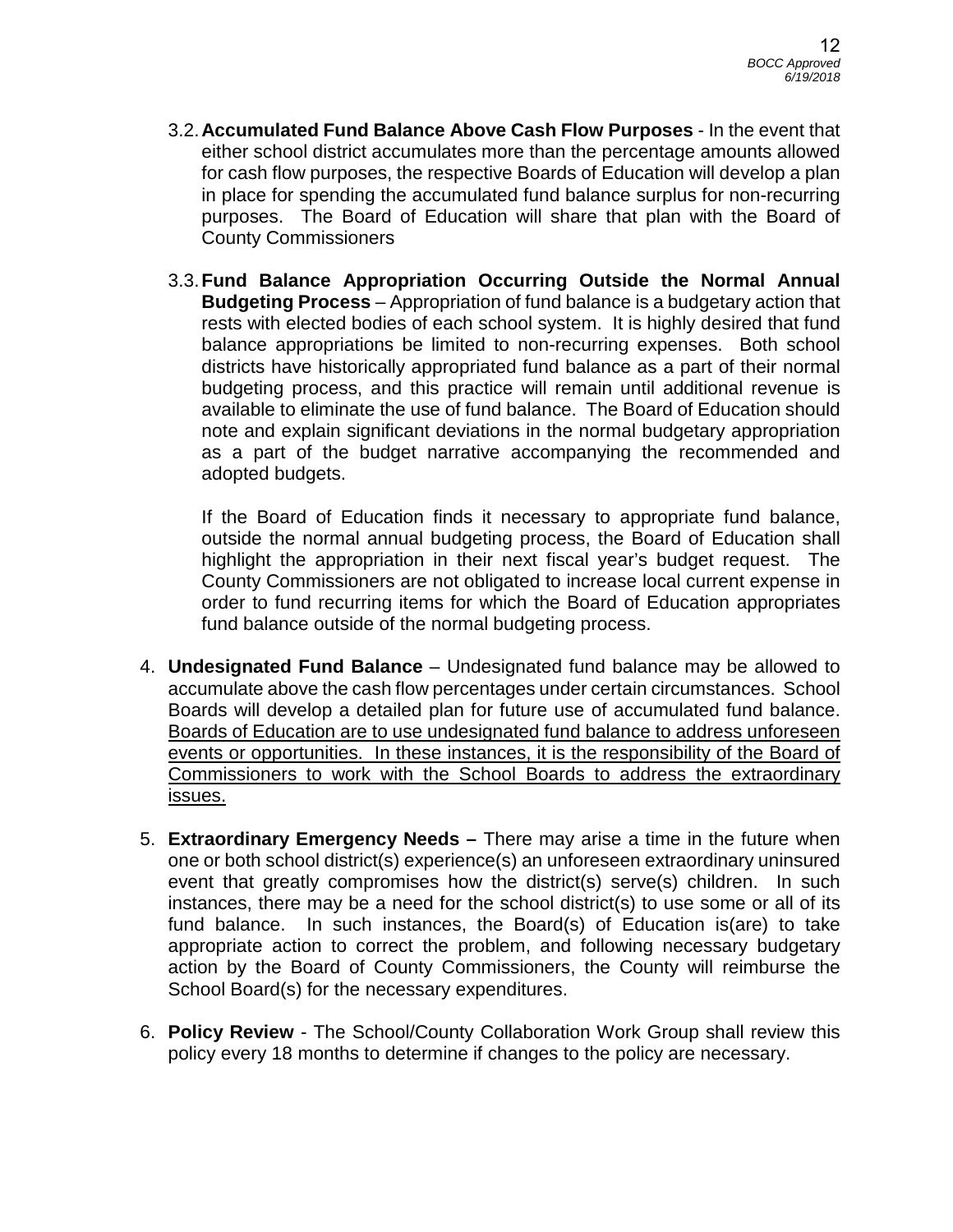3.2. **Accumulated Fund Balance Above Cash Flow Purposes** - In the event that either school district accumulates more than the percentage amounts allowed for cash flow purposes, the respective Boards of Education will develop a plan in place for spending the accumulated fund balance surplus for non-recurring purposes. The Board of Education will share that plan with the Board of County Commissioners

3.3. **Fund Balance Appropriation Occurring Outside the Normal Annual Budgeting Process** – Appropriation of fund balance is a budgetary action that rests with elected bodies of each school system. It is highly desired that fund balance appropriations be limited to non-recurring expenses. Both school districts have historically appropriated fund balance as a part of their normal budgeting process, and this practice will remain until additional revenue is available to eliminate the use of fund balance. The Board of Education should note and explain significant deviations in the normal budgetary appropriation as a part of the budget narrative accompanying the recommended and adopted budgets.

If the Board of Education finds it necessary to appropriate fund balance, outside the normal annual budgeting process, the Board of Education shall highlight the appropriation in their next fiscal year's budget request. The County Commissioners are not obligated to increase local current expense in order to fund recurring items for which the Board of Education appropriates fund balance outside of the normal budgeting process.

4. **Undesignated Fund Balance** – Undesignated fund balance may be allowed to accumulate above the cash flow percentages under certain circumstances. School Boards will develop a detailed plan for future use of accumulated fund balance. <u>Boards of Education are to use undesignated fund balance to address unforeseen events or opportunities. In these instances, it is the responsibility of the Board of Commissioners to work with the School Boards to address the extraordinary issues.</u>

5. **Extraordinary Emergency Needs –** There may arise a time in the future when one or both school district(s) experience(s) an unforeseen extraordinary uninsured event that greatly compromises how the district(s) serve(s) children. In such instances, there may be a need for the school district(s) to use some or all of its fund balance. In such instances, the Board(s) of Education is(are) to take appropriate action to correct the problem, and following necessary budgetary action by the Board of County Commissioners, the County will reimburse the School Board(s) for the necessary expenditures.

6. **Policy Review** - The School/County Collaboration Work Group shall review this policy every 18 months to determine if changes to the policy are necessary.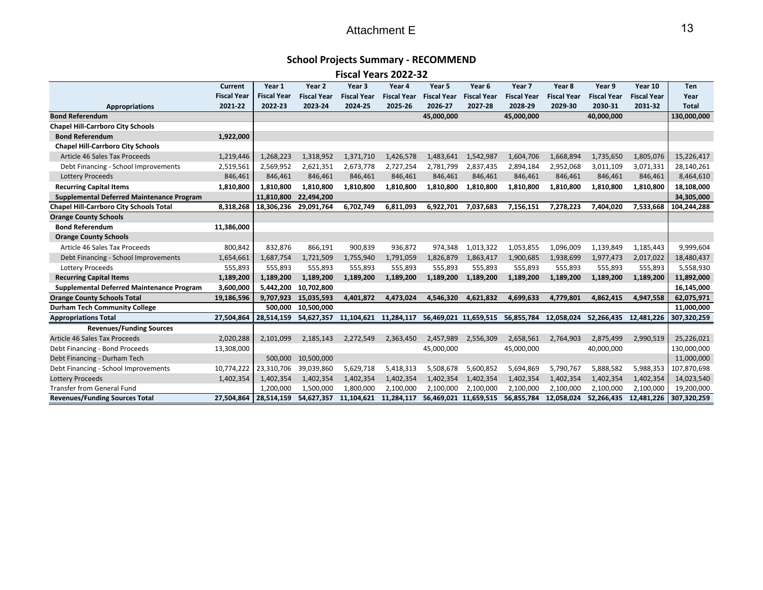Attachment E

## School Projects Summary - RECOMMEND

### Fiscal Years 2022-32

| Appropriations | Current Fiscal Year 2021-22 | Year 1 Fiscal Year 2022-23 | Year 2 Fiscal Year 2023-24 | Year 3 Fiscal Year 2024-25 | Year 4 Fiscal Year 2025-26 | Year 5 Fiscal Year 2026-27 | Year 6 Fiscal Year 2027-28 | Year 7 Fiscal Year 2028-29 | Year 8 Fiscal Year 2029-30 | Year 9 Fiscal Year 2030-31 | Year 10 Fiscal Year 2031-32 | Ten Year Total |
|---|---|---|---|---|---|---|---|---|---|---|---|---|
| **Bond Referendum** | | | | | | **45,000,000** | | **45,000,000** | | **40,000,000** | | **130,000,000** |
| **Chapel Hill-Carrboro City Schools** | | | | | | | | | | | | |
| **Bond Referendum** | **1,922,000** | | | | | | | | | | | |
| **Chapel Hill-Carrboro City Schools** | | | | | | | | | | | | |
| Article 46 Sales Tax Proceeds | 1,219,446 | 1,268,223 | 1,318,952 | 1,371,710 | 1,426,578 | 1,483,641 | 1,542,987 | 1,604,706 | 1,668,894 | 1,735,650 | 1,805,076 | 15,226,417 |
| Debt Financing - School Improvements | 2,519,561 | 2,569,952 | 2,621,351 | 2,673,778 | 2,727,254 | 2,781,799 | 2,837,435 | 2,894,184 | 2,952,068 | 3,011,109 | 3,071,331 | 28,140,261 |
| Lottery Proceeds | 846,461 | 846,461 | 846,461 | 846,461 | 846,461 | 846,461 | 846,461 | 846,461 | 846,461 | 846,461 | 846,461 | 8,464,610 |
| **Recurring Capital Items** | **1,810,800** | **1,810,800** | **1,810,800** | **1,810,800** | **1,810,800** | **1,810,800** | **1,810,800** | **1,810,800** | **1,810,800** | **1,810,800** | **1,810,800** | **18,108,000** |
| **Supplemental Deferred Maintenance Program** | | **11,810,800** | **22,494,200** | | | | | | | | | **34,305,000** |
| **Chapel Hill-Carrboro City Schools Total** | **8,318,268** | **18,306,236** | **29,091,764** | **6,702,749** | **6,811,093** | **6,922,701** | **7,037,683** | **7,156,151** | **7,278,223** | **7,404,020** | **7,533,668** | **104,244,288** |
| **Orange County Schools** | | | | | | | | | | | | |
| **Bond Referendum** | **11,386,000** | | | | | | | | | | | |
| **Orange County Schools** | | | | | | | | | | | | |
| Article 46 Sales Tax Proceeds | 800,842 | 832,876 | 866,191 | 900,839 | 936,872 | 974,348 | 1,013,322 | 1,053,855 | 1,096,009 | 1,139,849 | 1,185,443 | 9,999,604 |
| Debt Financing - School Improvements | 1,654,661 | 1,687,754 | 1,721,509 | 1,755,940 | 1,791,059 | 1,826,879 | 1,863,417 | 1,900,685 | 1,938,699 | 1,977,473 | 2,017,022 | 18,480,437 |
| Lottery Proceeds | 555,893 | 555,893 | 555,893 | 555,893 | 555,893 | 555,893 | 555,893 | 555,893 | 555,893 | 555,893 | 555,893 | 5,558,930 |
| **Recurring Capital Items** | **1,189,200** | **1,189,200** | **1,189,200** | **1,189,200** | **1,189,200** | **1,189,200** | **1,189,200** | **1,189,200** | **1,189,200** | **1,189,200** | **1,189,200** | **11,892,000** |
| **Supplemental Deferred Maintenance Program** | **3,600,000** | **5,442,200** | **10,702,800** | | | | | | | | | **16,145,000** |
| **Orange County Schools Total** | **19,186,596** | **9,707,923** | **15,035,593** | **4,401,872** | **4,473,024** | **4,546,320** | **4,621,832** | **4,699,633** | **4,779,801** | **4,862,415** | **4,947,558** | **62,075,971** |
| **Durham Tech Community College** | | **500,000** | **10,500,000** | | | | | | | | | **11,000,000** |
| **Appropriations Total** | **27,504,864** | **28,514,159** | **54,627,357** | **11,104,621** | **11,284,117** | **56,469,021** | **11,659,515** | **56,855,784** | **12,058,024** | **52,266,435** | **12,481,226** | **307,320,259** |
| **Revenues/Funding Sources** | | | | | | | | | | | | |
| Article 46 Sales Tax Proceeds | 2,020,288 | 2,101,099 | 2,185,143 | 2,272,549 | 2,363,450 | 2,457,989 | 2,556,309 | 2,658,561 | 2,764,903 | 2,875,499 | 2,990,519 | 25,226,021 |
| Debt Financing - Bond Proceeds | 13,308,000 | | | | | 45,000,000 | | 45,000,000 | | 40,000,000 | | 130,000,000 |
| Debt Financing - Durham Tech | | 500,000 | 10,500,000 | | | | | | | | | 11,000,000 |
| Debt Financing - School Improvements | 10,774,222 | 23,310,706 | 39,039,860 | 5,629,718 | 5,418,313 | 5,508,678 | 5,600,852 | 5,694,869 | 5,790,767 | 5,888,582 | 5,988,353 | 107,870,698 |
| Lottery Proceeds | 1,402,354 | 1,402,354 | 1,402,354 | 1,402,354 | 1,402,354 | 1,402,354 | 1,402,354 | 1,402,354 | 1,402,354 | 1,402,354 | 1,402,354 | 14,023,540 |
| Transfer from General Fund | | 1,200,000 | 1,500,000 | 1,800,000 | 2,100,000 | 2,100,000 | 2,100,000 | 2,100,000 | 2,100,000 | 2,100,000 | 2,100,000 | 19,200,000 |
| **Revenues/Funding Sources Total** | **27,504,864** | **28,514,159** | **54,627,357** | **11,104,621** | **11,284,117** | **56,469,021** | **11,659,515** | **56,855,784** | **12,058,024** | **52,266,435** | **12,481,226** | **307,320,259** |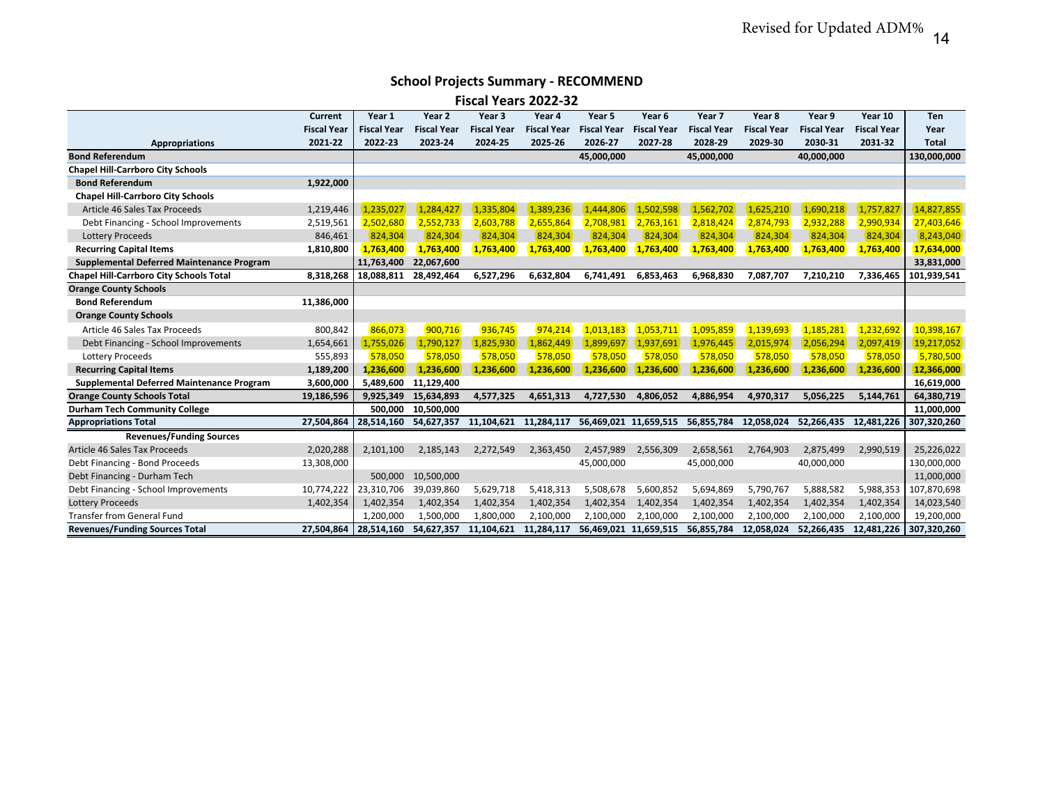Revised for Updated ADM%

## School Projects Summary - RECOMMEND

### Fiscal Years 2022-32

| Appropriations | Current Fiscal Year 2021-22 | Year 1 Fiscal Year 2022-23 | Year 2 Fiscal Year 2023-24 | Year 3 Fiscal Year 2024-25 | Year 4 Fiscal Year 2025-26 | Year 5 Fiscal Year 2026-27 | Year 6 Fiscal Year 2027-28 | Year 7 Fiscal Year 2028-29 | Year 8 Fiscal Year 2029-30 | Year 9 Fiscal Year 2030-31 | Year 10 Fiscal Year 2031-32 | Ten Year Total |
|---|---|---|---|---|---|---|---|---|---|---|---|---|
| **Bond Referendum** | | | | | | **45,000,000** | | **45,000,000** | | **40,000,000** | | **130,000,000** |
| **Chapel Hill-Carrboro City Schools** | | | | | | | | | | | | |
| **Bond Referendum** | **1,922,000** | | | | | | | | | | | |
| **Chapel Hill-Carrboro City Schools** | | | | | | | | | | | | |
| Article 46 Sales Tax Proceeds | 1,219,446 | 1,235,027 | 1,284,427 | 1,335,804 | 1,389,236 | 1,444,806 | 1,502,598 | 1,562,702 | 1,625,210 | 1,690,218 | 1,757,827 | 14,827,855 |
| Debt Financing - School Improvements | 2,519,561 | 2,502,680 | 2,552,733 | 2,603,788 | 2,655,864 | 2,708,981 | 2,763,161 | 2,818,424 | 2,874,793 | 2,932,288 | 2,990,934 | 27,403,646 |
| Lottery Proceeds | 846,461 | 824,304 | 824,304 | 824,304 | 824,304 | 824,304 | 824,304 | 824,304 | 824,304 | 824,304 | 824,304 | 8,243,040 |
| **Recurring Capital Items** | **1,810,800** | **1,763,400** | **1,763,400** | **1,763,400** | **1,763,400** | **1,763,400** | **1,763,400** | **1,763,400** | **1,763,400** | **1,763,400** | **1,763,400** | **17,634,000** |
| **Supplemental Deferred Maintenance Program** | | **11,763,400** | **22,067,600** | | | | | | | | | **33,831,000** |
| **Chapel Hill-Carrboro City Schools Total** | **8,318,268** | **18,088,811** | **28,492,464** | **6,527,296** | **6,632,804** | **6,741,491** | **6,853,463** | **6,968,830** | **7,087,707** | **7,210,210** | **7,336,465** | **101,939,541** |
| **Orange County Schools** | | | | | | | | | | | | |
| **Bond Referendum** | **11,386,000** | | | | | | | | | | | |
| **Orange County Schools** | | | | | | | | | | | | |
| Article 46 Sales Tax Proceeds | 800,842 | 866,073 | 900,716 | 936,745 | 974,214 | 1,013,183 | 1,053,711 | 1,095,859 | 1,139,693 | 1,185,281 | 1,232,692 | 10,398,167 |
| Debt Financing - School Improvements | 1,654,661 | 1,755,026 | 1,790,127 | 1,825,930 | 1,862,449 | 1,899,697 | 1,937,691 | 1,976,445 | 2,015,974 | 2,056,294 | 2,097,419 | 19,217,052 |
| Lottery Proceeds | 555,893 | 578,050 | 578,050 | 578,050 | 578,050 | 578,050 | 578,050 | 578,050 | 578,050 | 578,050 | 578,050 | 5,780,500 |
| **Recurring Capital Items** | **1,189,200** | **1,236,600** | **1,236,600** | **1,236,600** | **1,236,600** | **1,236,600** | **1,236,600** | **1,236,600** | **1,236,600** | **1,236,600** | **1,236,600** | **12,366,000** |
| **Supplemental Deferred Maintenance Program** | **3,600,000** | **5,489,600** | **11,129,400** | | | | | | | | | **16,619,000** |
| **Orange County Schools Total** | **19,186,596** | **9,925,349** | **15,634,893** | **4,577,325** | **4,651,313** | **4,727,530** | **4,806,052** | **4,886,954** | **4,970,317** | **5,056,225** | **5,144,761** | **64,380,719** |
| **Durham Tech Community College** | | **500,000** | **10,500,000** | | | | | | | | | **11,000,000** |
| **Appropriations Total** | **27,504,864** | **28,514,160** | **54,627,357** | **11,104,621** | **11,284,117** | **56,469,021** | **11,659,515** | **56,855,784** | **12,058,024** | **52,266,435** | **12,481,226** | **307,320,260** |
| **Revenues/Funding Sources** | | | | | | | | | | | | |
| Article 46 Sales Tax Proceeds | 2,020,288 | 2,101,100 | 2,185,143 | 2,272,549 | 2,363,450 | 2,457,989 | 2,556,309 | 2,658,561 | 2,764,903 | 2,875,499 | 2,990,519 | 25,226,022 |
| Debt Financing - Bond Proceeds | 13,308,000 | | | | | 45,000,000 | | 45,000,000 | | 40,000,000 | | 130,000,000 |
| Debt Financing - Durham Tech | | 500,000 | 10,500,000 | | | | | | | | | 11,000,000 |
| Debt Financing - School Improvements | 10,774,222 | 23,310,706 | 39,039,860 | 5,629,718 | 5,418,313 | 5,508,678 | 5,600,852 | 5,694,869 | 5,790,767 | 5,888,582 | 5,988,353 | 107,870,698 |
| Lottery Proceeds | 1,402,354 | 1,402,354 | 1,402,354 | 1,402,354 | 1,402,354 | 1,402,354 | 1,402,354 | 1,402,354 | 1,402,354 | 1,402,354 | 1,402,354 | 14,023,540 |
| Transfer from General Fund | | 1,200,000 | 1,500,000 | 1,800,000 | 2,100,000 | 2,100,000 | 2,100,000 | 2,100,000 | 2,100,000 | 2,100,000 | 2,100,000 | 19,200,000 |
| **Revenues/Funding Sources Total** | **27,504,864** | **28,514,160** | **54,627,357** | **11,104,621** | **11,284,117** | **56,469,021** | **11,659,515** | **56,855,784** | **12,058,024** | **52,266,435** | **12,481,226** | **307,320,260** |